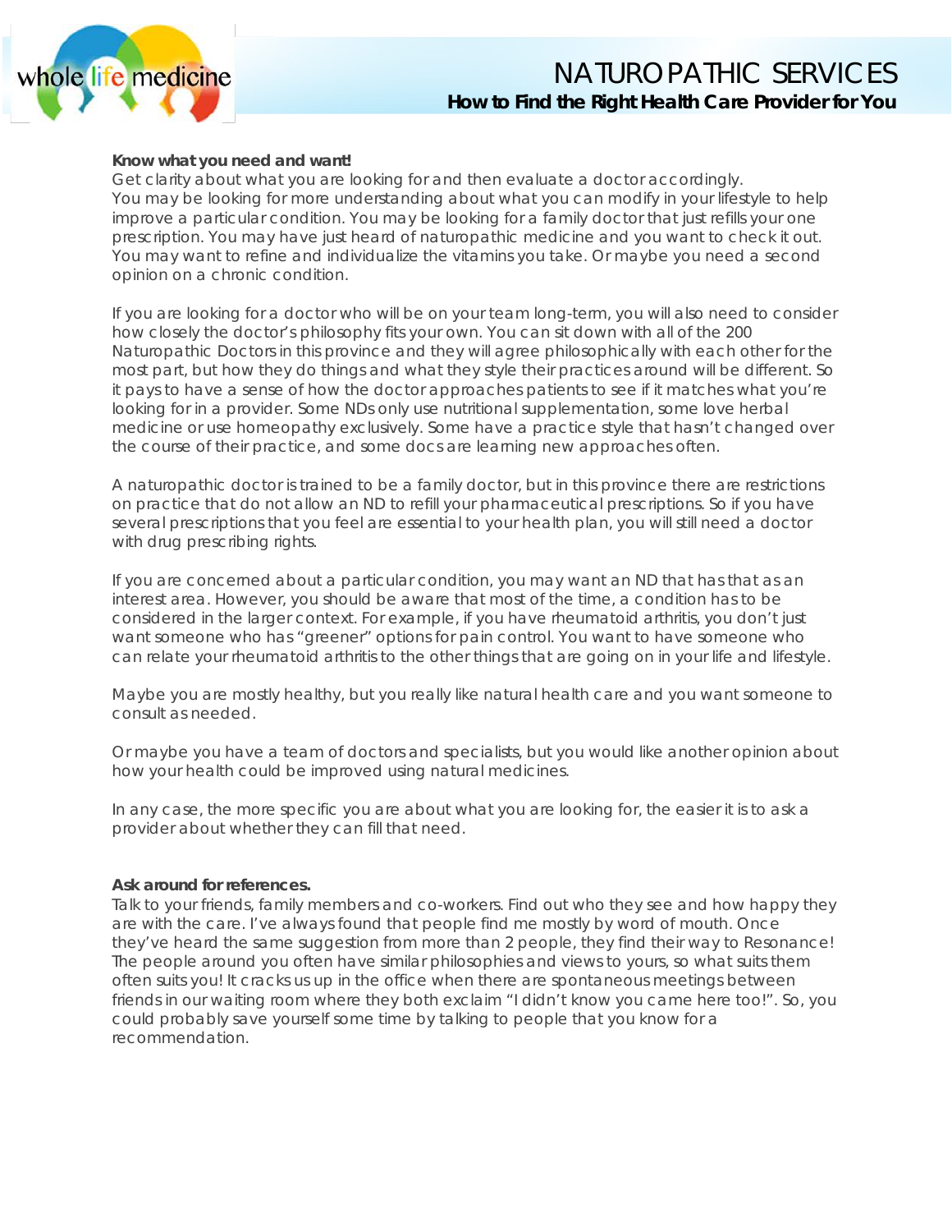# NATUROPATHIC SERVICES

## How to Find the Right Health Care Provider for You

**Know what you need and want!**

Get clarity about what you are looking for and then evaluate a doctor accordingly. You may be looking for more understanding about what you can modify in your lifestyle to help improve a particular condition. You may be looking for a family doctor that just refills your one prescription. You may have just heard of naturopathic medicine and you want to check it out. You may want to refine and individualize the vitamins you take. Or maybe you need a second opinion on a chronic condition.

If you are looking for a doctor who will be on your team long-term, you will also need to consider how closely the doctor's philosophy fits your own. You can sit down with all of the 200 Naturopathic Doctors in this province and they will agree philosophically with each other for the most part, but how they do things and what they style their practices around will be different. So it pays to have a sense of how the doctor approaches patients to see if it matches what you're looking for in a provider. Some NDs only use nutritional supplementation, some love herbal medicine or use homeopathy exclusively. Some have a practice style that hasn't changed over the course of their practice, and some docs are learning new approaches often.

A naturopathic doctor is trained to be a family doctor, but in this province there are restrictions on practice that do not allow an ND to refill your pharmaceutical prescriptions. So if you have several prescriptions that you feel are essential to your health plan, you will still need a doctor with drug prescribing rights.

If you are concerned about a particular condition, you may want an ND that has that as an interest area. However, you should be aware that most of the time, a condition has to be considered in the larger context. For example, if you have rheumatoid arthritis, you don't just want someone who has "greener" options for pain control. You want to have someone who can relate your rheumatoid arthritis to the other things that are going on in your life and lifestyle.

Maybe you are mostly healthy, but you really like natural health care and you want someone to consult as needed.

Or maybe you have a team of doctors and specialists, but you would like another opinion about how your health could be improved using natural medicines.

In any case, the more specific you are about what you are looking for, the easier it is to ask a provider about whether they can fill that need.

**Ask around for references.**

Talk to your friends, family members and co-workers. Find out who they see and how happy they are with the care. I've always found that people find me mostly by word of mouth. Once they've heard the same suggestion from more than 2 people, they find their way to Resonance! The people around you often have similar philosophies and views to yours, so what suits them often suits you! It cracks us up in the office when there are spontaneous meetings between friends in our waiting room where they both exclaim "I didn't know you came here too!". So, you could probably save yourself some time by talking to people that you know for a recommendation.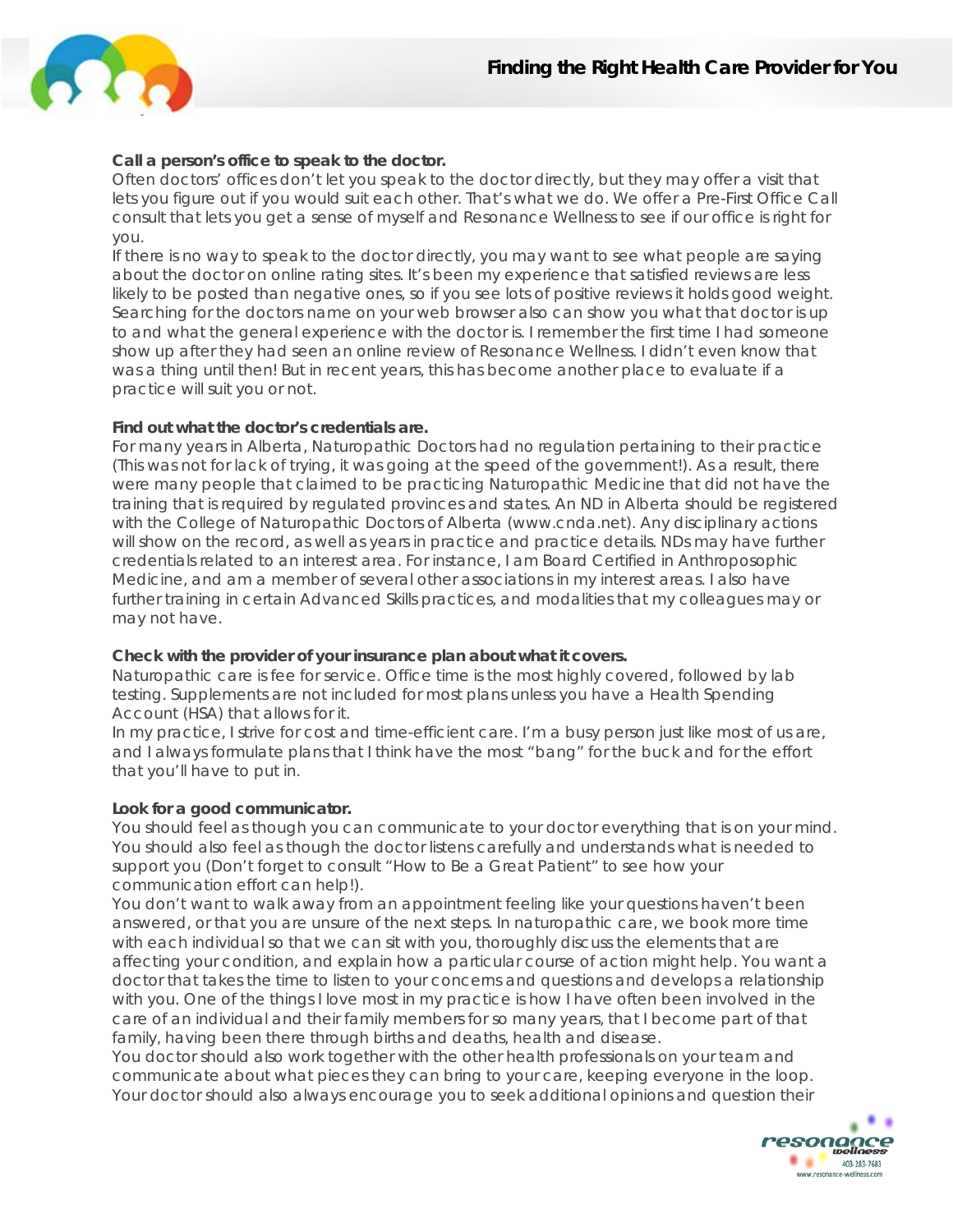**Call a person's office to speak to the doctor.**

Often doctors' offices don't let you speak to the doctor directly, but they may offer a visit that lets you figure out if you would suit each other. That's what we do. We offer a Pre-First Office Call consult that lets you get a sense of myself and Resonance Wellness to see if our office is right for you.

If there is no way to speak to the doctor directly, you may want to see what people are saying about the doctor on online rating sites. It's been my experience that satisfied reviews are less likely to be posted than negative ones, so if you see lots of positive reviews it holds good weight. Searching for the doctors name on your web browser also can show you what that doctor is up to and what the general experience with the doctor is. I remember the first time I had someone show up after they had seen an online review of Resonance Wellness. I didn't even know that was a thing until then! But in recent years, this has become another place to evaluate if a practice will suit you or not.

**Find out what the doctor's credentials are.**

For many years in Alberta, Naturopathic Doctors had no regulation pertaining to their practice (This was not for lack of trying, it was going at the speed of the government!). As a result, there were many people that claimed to be practicing Naturopathic Medicine that did not have the training that is required by regulated provinces and states. An ND in Alberta should be registered with the College of Naturopathic Doctors of Alberta (www.cnda.net). Any disciplinary actions will show on the record, as well as years in practice and practice details. NDs may have further credentials related to an interest area. For instance, I am Board Certified in Anthroposophic Medicine, and am a member of several other associations in my interest areas. I also have further training in certain Advanced Skills practices, and modalities that my colleagues may or may not have.

**Check with the provider of your insurance plan about what it covers.**

Naturopathic care is fee for service. Office time is the most highly covered, followed by lab testing. Supplements are not included for most plans unless you have a Health Spending Account (HSA) that allows for it.

In my practice, I strive for cost and time-efficient care. I'm a busy person just like most of us are, and I always formulate plans that I think have the most "bang" for the buck and for the effort that you'll have to put in.

**Look for a good communicator.**

You should feel as though you can communicate to your doctor everything that is on your mind. You should also feel as though the doctor listens carefully and understands what is needed to support you (Don't forget to consult "How to Be a Great Patient" to see how your communication effort can help!).

You don't want to walk away from an appointment feeling like your questions haven't been answered, or that you are unsure of the next steps. In naturopathic care, we book more time with each individual so that we can sit with you, thoroughly discuss the elements that are affecting your condition, and explain how a particular course of action might help. You want a doctor that takes the time to listen to your concerns and questions and develops a relationship with you. One of the things I love most in my practice is how I have often been involved in the care of an individual and their family members for so many years, that I become part of that family, having been there through births and deaths, health and disease.

You doctor should also work together with the other health professionals on your team and communicate about what pieces they can bring to your care, keeping everyone in the loop. Your doctor should also always encourage you to seek additional opinions and question their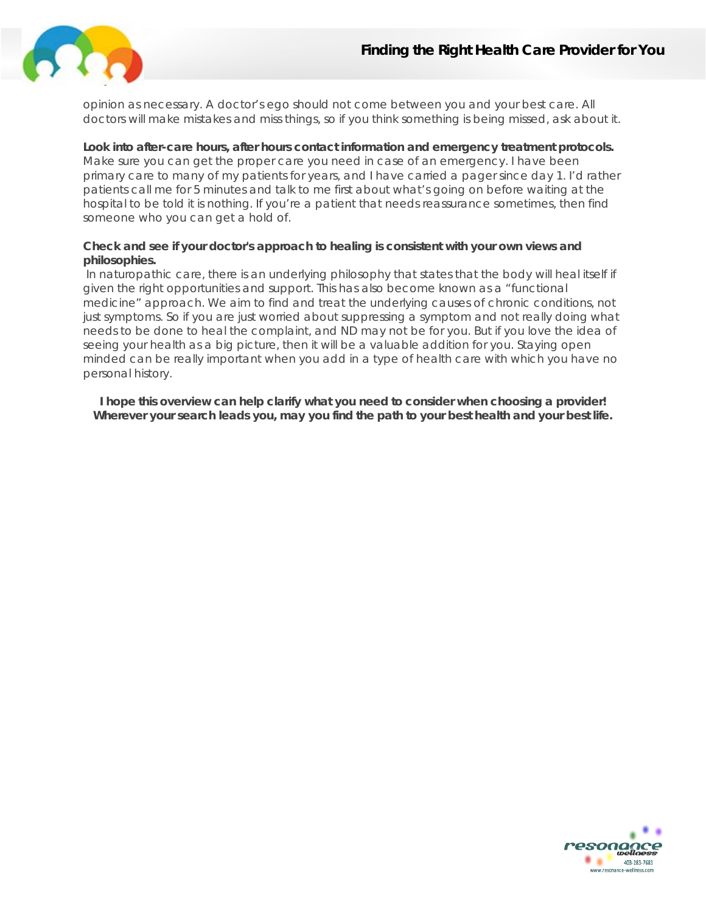opinion as necessary. A doctor's ego should not come between you and your best care. All doctors will make mistakes and miss things, so if you think something is being missed, ask about it.

**Look into after-care hours, after hours contact information and emergency treatment protocols.** Make sure you can get the proper care you need in case of an emergency. I have been primary care to many of my patients for years, and I have carried a pager since day 1. I'd rather patients call me for 5 minutes and talk to me first about what's going on before waiting at the hospital to be told it is nothing. If you're a patient that needs reassurance sometimes, then find someone who you can get a hold of.

**Check and see if your doctor's approach to healing is consistent with your own views and philosophies.**

In naturopathic care, there is an underlying philosophy that states that the body will heal itself if given the right opportunities and support. This has also become known as a "functional medicine" approach. We aim to find and treat the underlying causes of chronic conditions, not just symptoms. So if you are just worried about suppressing a symptom and not really doing what needs to be done to heal the complaint, and ND may not be for you. But if you love the idea of seeing your health as a big picture, then it will be a valuable addition for you. Staying open minded can be really important when you add in a type of health care with which you have no personal history.

**I hope this overview can help clarify what you need to consider when choosing a provider! Wherever your search leads you, may you find the path to your best health and your best life.**